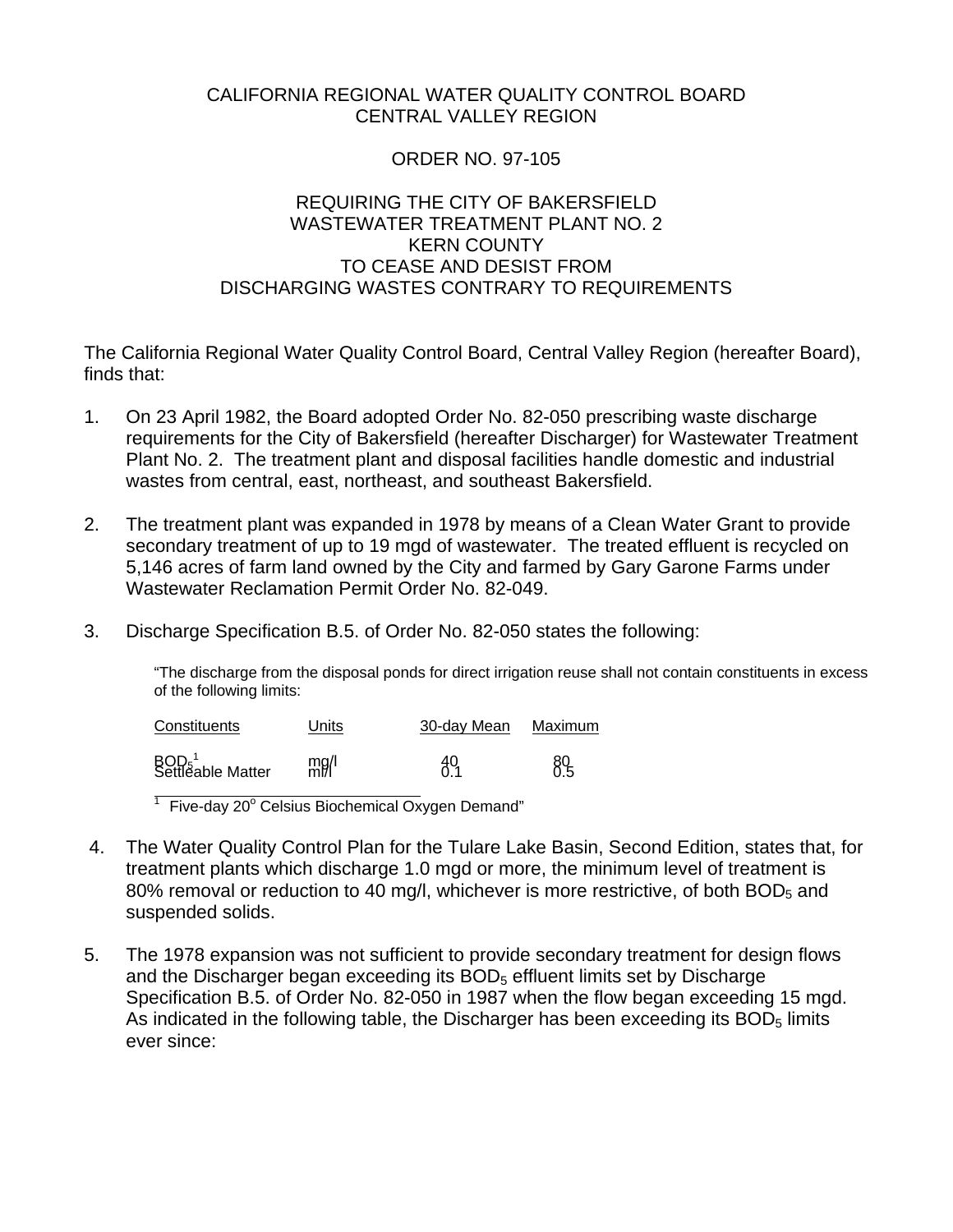CALIFORNIA REGIONAL WATER QUALITY CONTROL BOARD
CENTRAL VALLEY REGION

ORDER NO. 97-105

REQUIRING THE CITY OF BAKERSFIELD
WASTEWATER TREATMENT PLANT NO. 2
KERN COUNTY
TO CEASE AND DESIST FROM
DISCHARGING WASTES CONTRARY TO REQUIREMENTS

The California Regional Water Quality Control Board, Central Valley Region (hereafter Board), finds that:

1. On 23 April 1982, the Board adopted Order No. 82-050 prescribing waste discharge requirements for the City of Bakersfield (hereafter Discharger) for Wastewater Treatment Plant No. 2. The treatment plant and disposal facilities handle domestic and industrial wastes from central, east, northeast, and southeast Bakersfield.

2. The treatment plant was expanded in 1978 by means of a Clean Water Grant to provide secondary treatment of up to 19 mgd of wastewater. The treated effluent is recycled on 5,146 acres of farm land owned by the City and farmed by Gary Garone Farms under Wastewater Reclamation Permit Order No. 82-049.

3. Discharge Specification B.5. of Order No. 82-050 states the following:

   "The discharge from the disposal ponds for direct irrigation reuse shall not contain constituents in excess of the following limits:

   | Constituents | Units | 30-day Mean | Maximum |
   |---|---|---|---|
   | $BOD_5$[1] | mg/l | 40 | 80 |
   | Settleable Matter | ml/l | 0.1 | 0.5 |

   [1] Five-day 20° Celsius Biochemical Oxygen Demand"

4. The Water Quality Control Plan for the Tulare Lake Basin, Second Edition, states that, for treatment plants which discharge 1.0 mgd or more, the minimum level of treatment is 80% removal or reduction to 40 mg/l, whichever is more restrictive, of both $BOD_5$ and suspended solids.

5. The 1978 expansion was not sufficient to provide secondary treatment for design flows and the Discharger began exceeding its $BOD_5$ effluent limits set by Discharge Specification B.5. of Order No. 82-050 in 1987 when the flow began exceeding 15 mgd. As indicated in the following table, the Discharger has been exceeding its $BOD_5$ limits ever since: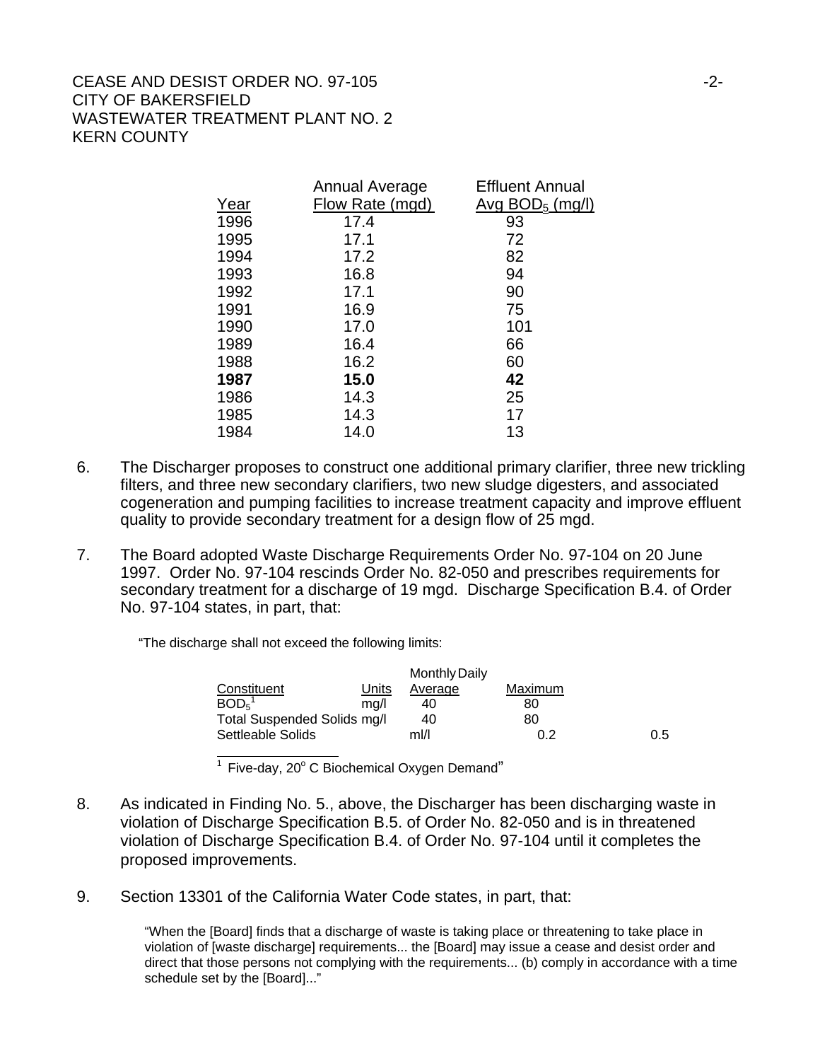| Year | Annual Average Flow Rate (mgd) | Effluent Annual Avg $BOD_5$ (mg/l) |
|---|---|---|
| 1996 | 17.4 | 93 |
| 1995 | 17.1 | 72 |
| 1994 | 17.2 | 82 |
| 1993 | 16.8 | 94 |
| 1992 | 17.1 | 90 |
| 1991 | 16.9 | 75 |
| 1990 | 17.0 | 101 |
| 1989 | 16.4 | 66 |
| 1988 | 16.2 | 60 |
| **1987** | **15.0** | **42** |
| 1986 | 14.3 | 25 |
| 1985 | 14.3 | 17 |
| 1984 | 14.0 | 13 |

6. The Discharger proposes to construct one additional primary clarifier, three new trickling filters, and three new secondary clarifiers, two new sludge digesters, and associated cogeneration and pumping facilities to increase treatment capacity and improve effluent quality to provide secondary treatment for a design flow of 25 mgd.

7. The Board adopted Waste Discharge Requirements Order No. 97-104 on 20 June 1997. Order No. 97-104 rescinds Order No. 82-050 and prescribes requirements for secondary treatment for a discharge of 19 mgd. Discharge Specification B.4. of Order No. 97-104 states, in part, that:

   "The discharge shall not exceed the following limits:

   | Constituent | Units | Monthly Average | Daily Maximum |
   |---|---|---|---|
   | $BOD_5$[1] | mg/l | 40 | 80 |
   | Total Suspended Solids | mg/l | 40 | 80 |
   | Settleable Solids | ml/l | 0.2 | 0.5 |

   [1] Five-day, $20^{o}$ C Biochemical Oxygen Demand"

8. As indicated in Finding No. 5., above, the Discharger has been discharging waste in violation of Discharge Specification B.5. of Order No. 82-050 and is in threatened violation of Discharge Specification B.4. of Order No. 97-104 until it completes the proposed improvements.

9. Section 13301 of the California Water Code states, in part, that:

   "When the [Board] finds that a discharge of waste is taking place or threatening to take place in violation of [waste discharge] requirements... the [Board] may issue a cease and desist order and direct that those persons not complying with the requirements... (b) comply in accordance with a time schedule set by the [Board]..."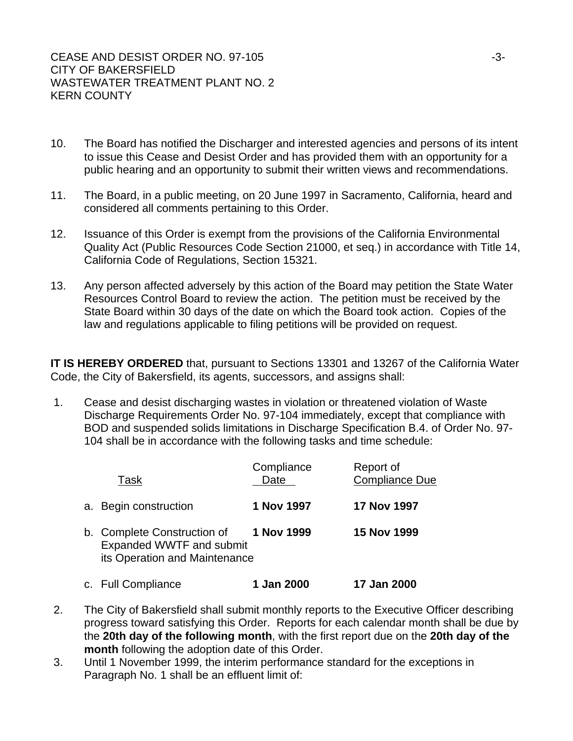10. The Board has notified the Discharger and interested agencies and persons of its intent to issue this Cease and Desist Order and has provided them with an opportunity for a public hearing and an opportunity to submit their written views and recommendations.

11. The Board, in a public meeting, on 20 June 1997 in Sacramento, California, heard and considered all comments pertaining to this Order.

12. Issuance of this Order is exempt from the provisions of the California Environmental Quality Act (Public Resources Code Section 21000, et seq.) in accordance with Title 14, California Code of Regulations, Section 15321.

13. Any person affected adversely by this action of the Board may petition the State Water Resources Control Board to review the action. The petition must be received by the State Board within 30 days of the date on which the Board took action. Copies of the law and regulations applicable to filing petitions will be provided on request.

**IT IS HEREBY ORDERED** that, pursuant to Sections 13301 and 13267 of the California Water Code, the City of Bakersfield, its agents, successors, and assigns shall:

1. Cease and desist discharging wastes in violation or threatened violation of Waste Discharge Requirements Order No. 97-104 immediately, except that compliance with BOD and suspended solids limitations in Discharge Specification B.4. of Order No. 97-104 shall be in accordance with the following tasks and time schedule:

| Task | Compliance Date | Report of Compliance Due |
|---|---|---|
| a. Begin construction | **1 Nov 1997** | **17 Nov 1997** |
| b. Complete Construction of Expanded WWTF and submit its Operation and Maintenance | **1 Nov 1999** | **15 Nov 1999** |
| c. Full Compliance | **1 Jan 2000** | **17 Jan 2000** |

2. The City of Bakersfield shall submit monthly reports to the Executive Officer describing progress toward satisfying this Order. Reports for each calendar month shall be due by the **20th day of the following month**, with the first report due on the **20th day of the month** following the adoption date of this Order.

3. Until 1 November 1999, the interim performance standard for the exceptions in Paragraph No. 1 shall be an effluent limit of: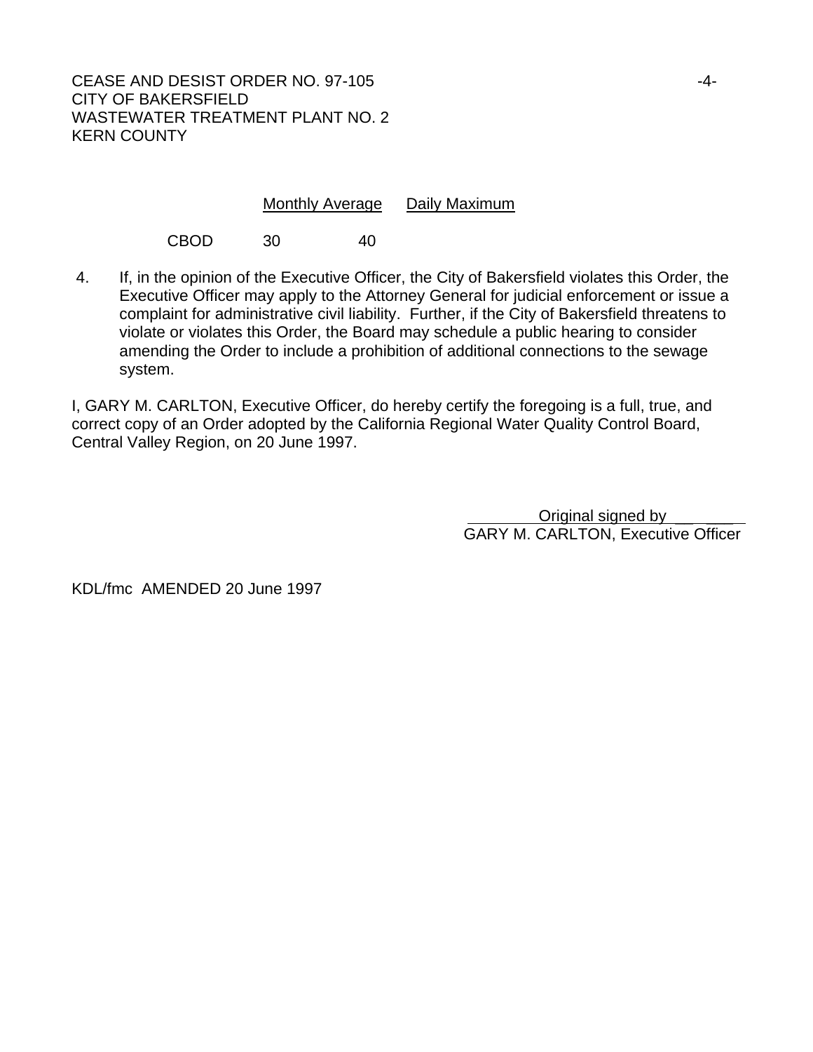| | Monthly Average | Daily Maximum |
|---|---|---|
| CBOD | 30 | 40 |

4. If, in the opinion of the Executive Officer, the City of Bakersfield violates this Order, the Executive Officer may apply to the Attorney General for judicial enforcement or issue a complaint for administrative civil liability. Further, if the City of Bakersfield threatens to violate or violates this Order, the Board may schedule a public hearing to consider amending the Order to include a prohibition of additional connections to the sewage system.

I, GARY M. CARLTON, Executive Officer, do hereby certify the foregoing is a full, true, and correct copy of an Order adopted by the California Regional Water Quality Control Board, Central Valley Region, on 20 June 1997.

Original signed by
GARY M. CARLTON, Executive Officer

KDL/fmc AMENDED 20 June 1997